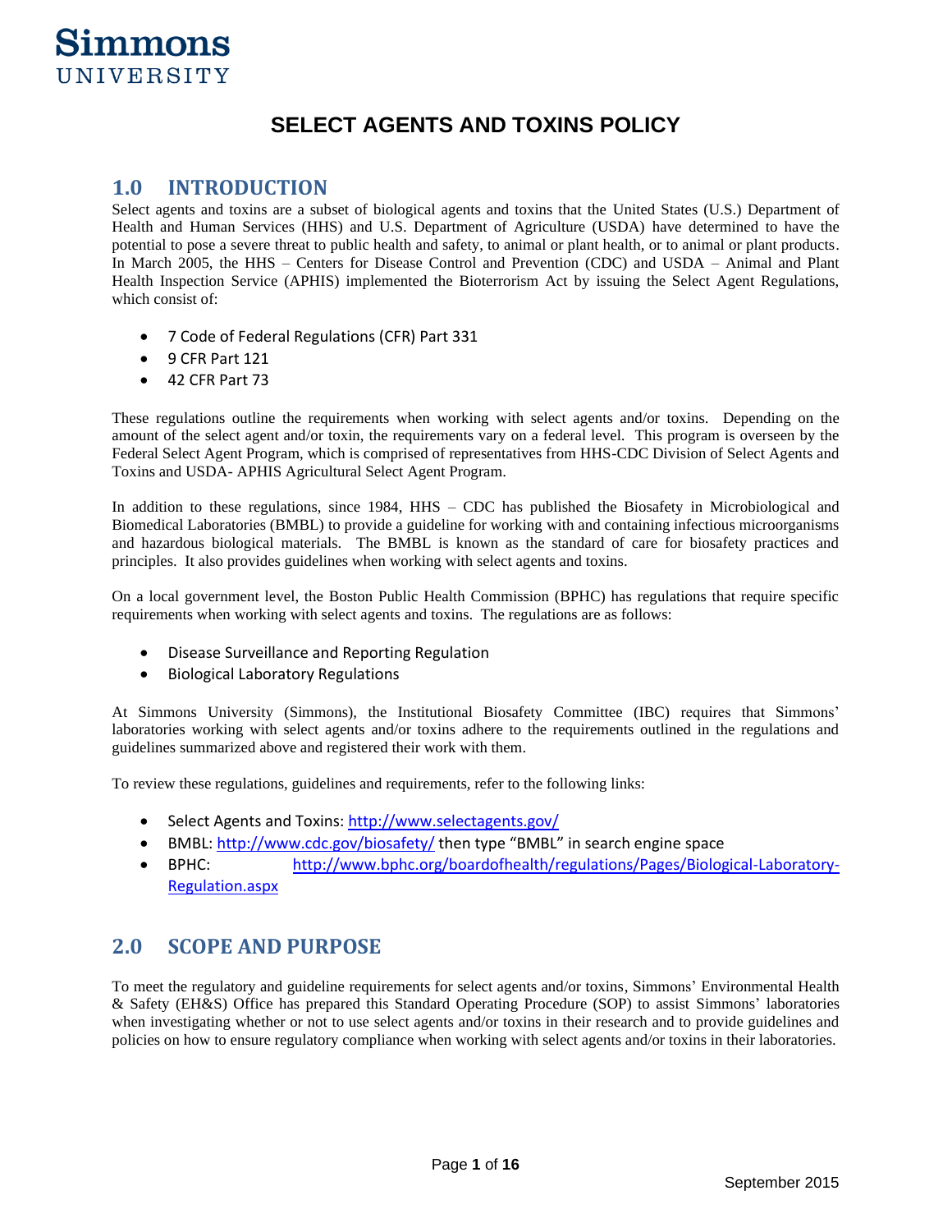Simmons UNIVERSITY

# SELECT AGENTS AND TOXINS POLICY

## 1.0 INTRODUCTION

Select agents and toxins are a subset of biological agents and toxins that the United States (U.S.) Department of Health and Human Services (HHS) and U.S. Department of Agriculture (USDA) have determined to have the potential to pose a severe threat to public health and safety, to animal or plant health, or to animal or plant products. In March 2005, the HHS – Centers for Disease Control and Prevention (CDC) and USDA – Animal and Plant Health Inspection Service (APHIS) implemented the Bioterrorism Act by issuing the Select Agent Regulations, which consist of:

- 7 Code of Federal Regulations (CFR) Part 331
- 9 CFR Part 121
- 42 CFR Part 73

These regulations outline the requirements when working with select agents and/or toxins. Depending on the amount of the select agent and/or toxin, the requirements vary on a federal level. This program is overseen by the Federal Select Agent Program, which is comprised of representatives from HHS-CDC Division of Select Agents and Toxins and USDA- APHIS Agricultural Select Agent Program.

In addition to these regulations, since 1984, HHS – CDC has published the Biosafety in Microbiological and Biomedical Laboratories (BMBL) to provide a guideline for working with and containing infectious microorganisms and hazardous biological materials. The BMBL is known as the standard of care for biosafety practices and principles. It also provides guidelines when working with select agents and toxins.

On a local government level, the Boston Public Health Commission (BPHC) has regulations that require specific requirements when working with select agents and toxins. The regulations are as follows:

- Disease Surveillance and Reporting Regulation
- Biological Laboratory Regulations

At Simmons University (Simmons), the Institutional Biosafety Committee (IBC) requires that Simmons' laboratories working with select agents and/or toxins adhere to the requirements outlined in the regulations and guidelines summarized above and registered their work with them.

To review these regulations, guidelines and requirements, refer to the following links:

- Select Agents and Toxins: http://www.selectagents.gov/
- BMBL: http://www.cdc.gov/biosafety/ then type "BMBL" in search engine space
- BPHC: http://www.bphc.org/boardofhealth/regulations/Pages/Biological-Laboratory-Regulation.aspx

## 2.0 SCOPE AND PURPOSE

To meet the regulatory and guideline requirements for select agents and/or toxins, Simmons' Environmental Health & Safety (EH&S) Office has prepared this Standard Operating Procedure (SOP) to assist Simmons' laboratories when investigating whether or not to use select agents and/or toxins in their research and to provide guidelines and policies on how to ensure regulatory compliance when working with select agents and/or toxins in their laboratories.

September 2015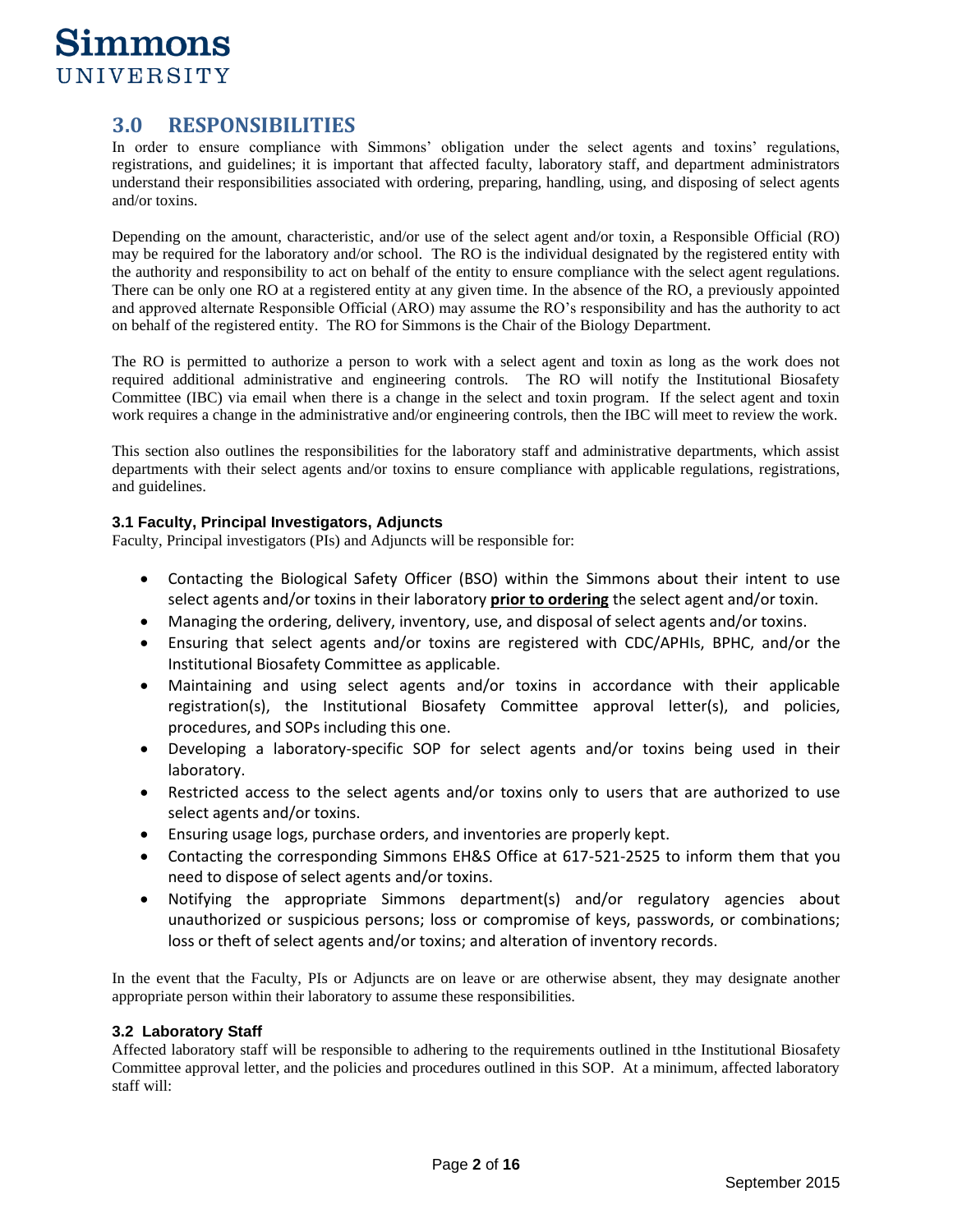## 3.0 RESPONSIBILITIES

In order to ensure compliance with Simmons' obligation under the select agents and toxins' regulations, registrations, and guidelines; it is important that affected faculty, laboratory staff, and department administrators understand their responsibilities associated with ordering, preparing, handling, using, and disposing of select agents and/or toxins.

Depending on the amount, characteristic, and/or use of the select agent and/or toxin, a Responsible Official (RO) may be required for the laboratory and/or school. The RO is the individual designated by the registered entity with the authority and responsibility to act on behalf of the entity to ensure compliance with the select agent regulations. There can be only one RO at a registered entity at any given time. In the absence of the RO, a previously appointed and approved alternate Responsible Official (ARO) may assume the RO's responsibility and has the authority to act on behalf of the registered entity. The RO for Simmons is the Chair of the Biology Department.

The RO is permitted to authorize a person to work with a select agent and toxin as long as the work does not required additional administrative and engineering controls. The RO will notify the Institutional Biosafety Committee (IBC) via email when there is a change in the select and toxin program. If the select agent and toxin work requires a change in the administrative and/or engineering controls, then the IBC will meet to review the work.

This section also outlines the responsibilities for the laboratory staff and administrative departments, which assist departments with their select agents and/or toxins to ensure compliance with applicable regulations, registrations, and guidelines.

### 3.1 Faculty, Principal Investigators, Adjuncts

Faculty, Principal investigators (PIs) and Adjuncts will be responsible for:

- Contacting the Biological Safety Officer (BSO) within the Simmons about their intent to use select agents and/or toxins in their laboratory **prior to ordering** the select agent and/or toxin.
- Managing the ordering, delivery, inventory, use, and disposal of select agents and/or toxins.
- Ensuring that select agents and/or toxins are registered with CDC/APHIs, BPHC, and/or the Institutional Biosafety Committee as applicable.
- Maintaining and using select agents and/or toxins in accordance with their applicable registration(s), the Institutional Biosafety Committee approval letter(s), and policies, procedures, and SOPs including this one.
- Developing a laboratory-specific SOP for select agents and/or toxins being used in their laboratory.
- Restricted access to the select agents and/or toxins only to users that are authorized to use select agents and/or toxins.
- Ensuring usage logs, purchase orders, and inventories are properly kept.
- Contacting the corresponding Simmons EH&S Office at 617-521-2525 to inform them that you need to dispose of select agents and/or toxins.
- Notifying the appropriate Simmons department(s) and/or regulatory agencies about unauthorized or suspicious persons; loss or compromise of keys, passwords, or combinations; loss or theft of select agents and/or toxins; and alteration of inventory records.

In the event that the Faculty, PIs or Adjuncts are on leave or are otherwise absent, they may designate another appropriate person within their laboratory to assume these responsibilities.

### 3.2 Laboratory Staff

Affected laboratory staff will be responsible to adhering to the requirements outlined in tthe Institutional Biosafety Committee approval letter, and the policies and procedures outlined in this SOP. At a minimum, affected laboratory staff will: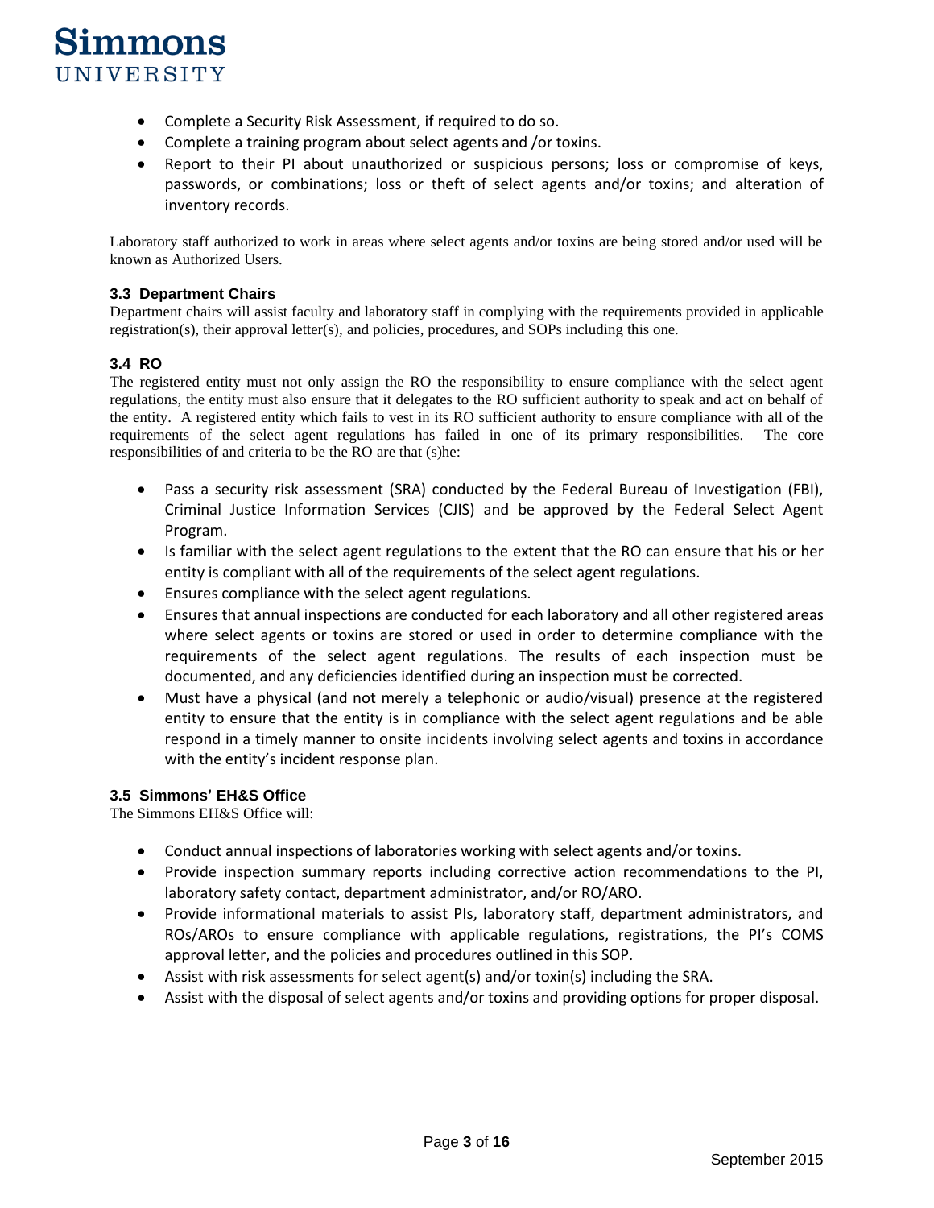- Complete a Security Risk Assessment, if required to do so.
- Complete a training program about select agents and /or toxins.
- Report to their PI about unauthorized or suspicious persons; loss or compromise of keys, passwords, or combinations; loss or theft of select agents and/or toxins; and alteration of inventory records.

Laboratory staff authorized to work in areas where select agents and/or toxins are being stored and/or used will be known as Authorized Users.

### 3.3 Department Chairs

Department chairs will assist faculty and laboratory staff in complying with the requirements provided in applicable registration(s), their approval letter(s), and policies, procedures, and SOPs including this one.

### 3.4 RO

The registered entity must not only assign the RO the responsibility to ensure compliance with the select agent regulations, the entity must also ensure that it delegates to the RO sufficient authority to speak and act on behalf of the entity. A registered entity which fails to vest in its RO sufficient authority to ensure compliance with all of the requirements of the select agent regulations has failed in one of its primary responsibilities. The core responsibilities of and criteria to be the RO are that (s)he:

- Pass a security risk assessment (SRA) conducted by the Federal Bureau of Investigation (FBI), Criminal Justice Information Services (CJIS) and be approved by the Federal Select Agent Program.
- Is familiar with the select agent regulations to the extent that the RO can ensure that his or her entity is compliant with all of the requirements of the select agent regulations.
- Ensures compliance with the select agent regulations.
- Ensures that annual inspections are conducted for each laboratory and all other registered areas where select agents or toxins are stored or used in order to determine compliance with the requirements of the select agent regulations. The results of each inspection must be documented, and any deficiencies identified during an inspection must be corrected.
- Must have a physical (and not merely a telephonic or audio/visual) presence at the registered entity to ensure that the entity is in compliance with the select agent regulations and be able respond in a timely manner to onsite incidents involving select agents and toxins in accordance with the entity's incident response plan.

### 3.5 Simmons' EH&S Office

The Simmons EH&S Office will:

- Conduct annual inspections of laboratories working with select agents and/or toxins.
- Provide inspection summary reports including corrective action recommendations to the PI, laboratory safety contact, department administrator, and/or RO/ARO.
- Provide informational materials to assist PIs, laboratory staff, department administrators, and ROs/AROs to ensure compliance with applicable regulations, registrations, the PI's COMS approval letter, and the policies and procedures outlined in this SOP.
- Assist with risk assessments for select agent(s) and/or toxin(s) including the SRA.
- Assist with the disposal of select agents and/or toxins and providing options for proper disposal.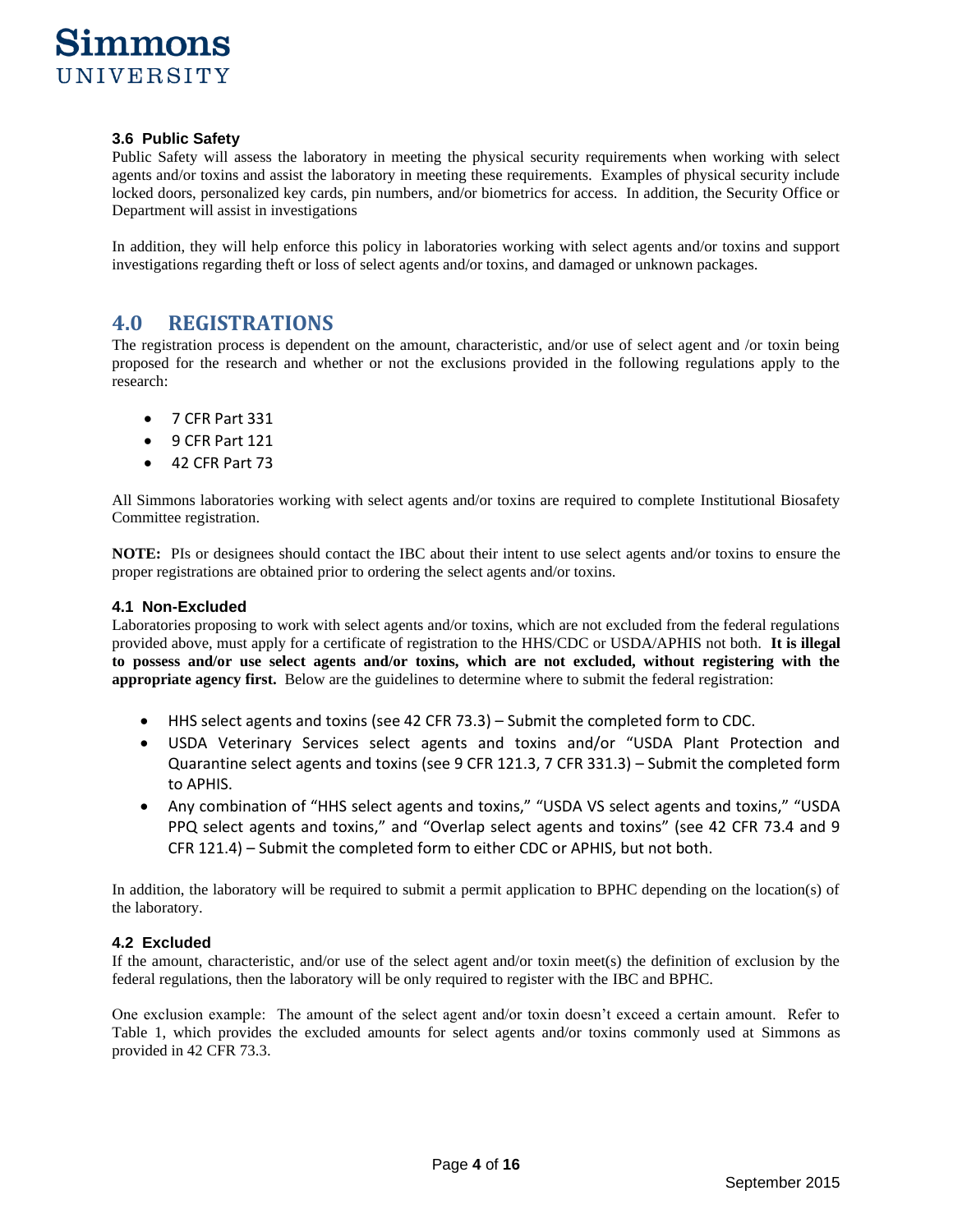### 3.6 Public Safety

Public Safety will assess the laboratory in meeting the physical security requirements when working with select agents and/or toxins and assist the laboratory in meeting these requirements. Examples of physical security include locked doors, personalized key cards, pin numbers, and/or biometrics for access. In addition, the Security Office or Department will assist in investigations

In addition, they will help enforce this policy in laboratories working with select agents and/or toxins and support investigations regarding theft or loss of select agents and/or toxins, and damaged or unknown packages.

## 4.0 REGISTRATIONS

The registration process is dependent on the amount, characteristic, and/or use of select agent and /or toxin being proposed for the research and whether or not the exclusions provided in the following regulations apply to the research:

- 7 CFR Part 331
- 9 CFR Part 121
- 42 CFR Part 73

All Simmons laboratories working with select agents and/or toxins are required to complete Institutional Biosafety Committee registration.

**NOTE:** PIs or designees should contact the IBC about their intent to use select agents and/or toxins to ensure the proper registrations are obtained prior to ordering the select agents and/or toxins.

### 4.1 Non-Excluded

Laboratories proposing to work with select agents and/or toxins, which are not excluded from the federal regulations provided above, must apply for a certificate of registration to the HHS/CDC or USDA/APHIS not both. **It is illegal to possess and/or use select agents and/or toxins, which are not excluded, without registering with the appropriate agency first.** Below are the guidelines to determine where to submit the federal registration:

- HHS select agents and toxins (see 42 CFR 73.3) – Submit the completed form to CDC.
- USDA Veterinary Services select agents and toxins and/or "USDA Plant Protection and Quarantine select agents and toxins (see 9 CFR 121.3, 7 CFR 331.3) – Submit the completed form to APHIS.
- Any combination of "HHS select agents and toxins," "USDA VS select agents and toxins," "USDA PPQ select agents and toxins," and "Overlap select agents and toxins" (see 42 CFR 73.4 and 9 CFR 121.4) – Submit the completed form to either CDC or APHIS, but not both.

In addition, the laboratory will be required to submit a permit application to BPHC depending on the location(s) of the laboratory.

### 4.2 Excluded

If the amount, characteristic, and/or use of the select agent and/or toxin meet(s) the definition of exclusion by the federal regulations, then the laboratory will be only required to register with the IBC and BPHC.

One exclusion example: The amount of the select agent and/or toxin doesn't exceed a certain amount. Refer to Table 1, which provides the excluded amounts for select agents and/or toxins commonly used at Simmons as provided in 42 CFR 73.3.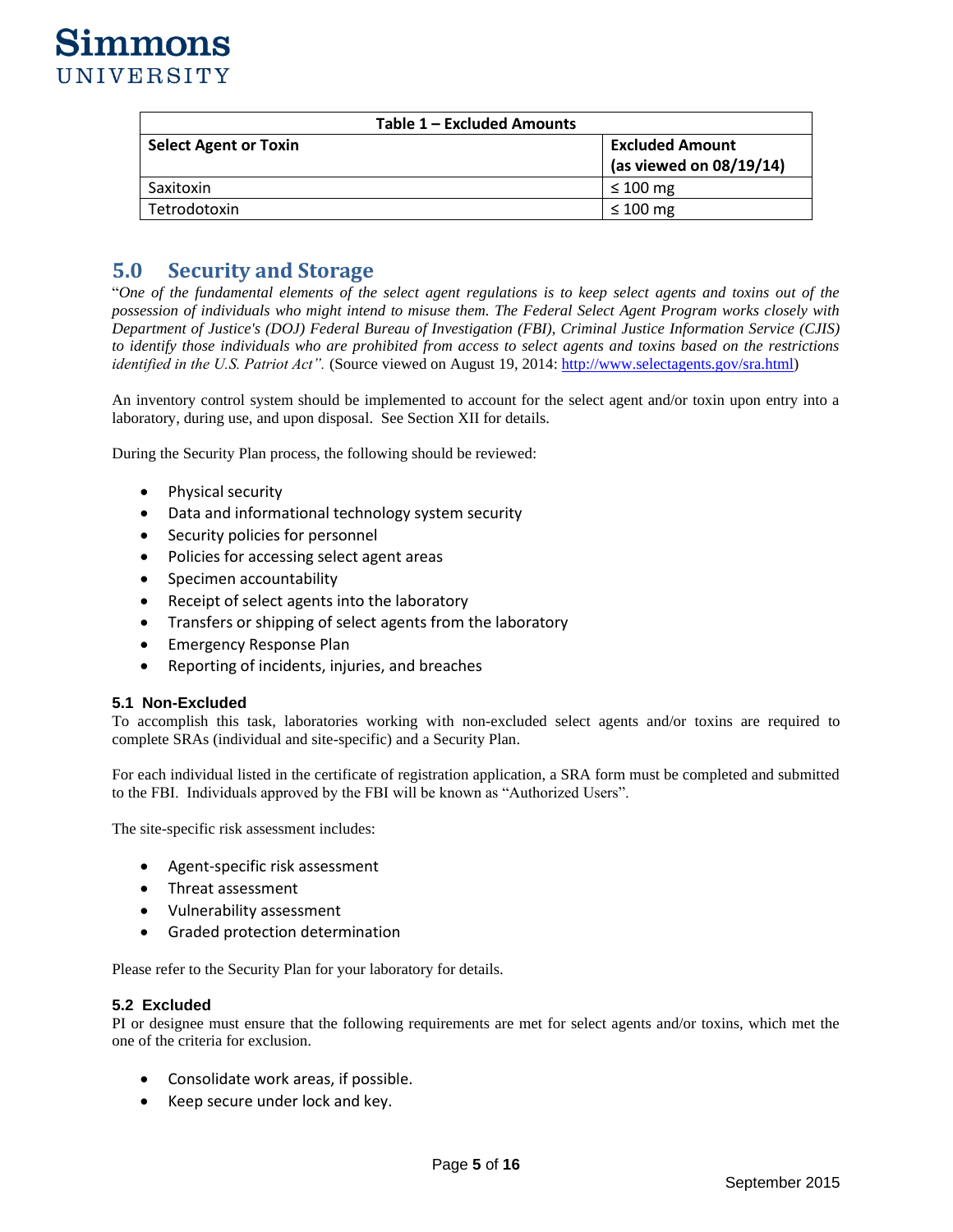| Table 1 – Excluded Amounts | |
|---|---|
| **Select Agent or Toxin** | **Excluded Amount (as viewed on 08/19/14)** |
| Saxitoxin | ≤ 100 mg |
| Tetrodotoxin | ≤ 100 mg |

## 5.0 Security and Storage

"*One of the fundamental elements of the select agent regulations is to keep select agents and toxins out of the possession of individuals who might intend to misuse them. The Federal Select Agent Program works closely with Department of Justice's (DOJ) Federal Bureau of Investigation (FBI), Criminal Justice Information Service (CJIS) to identify those individuals who are prohibited from access to select agents and toxins based on the restrictions identified in the U.S. Patriot Act".* (Source viewed on August 19, 2014: http://www.selectagents.gov/sra.html)

An inventory control system should be implemented to account for the select agent and/or toxin upon entry into a laboratory, during use, and upon disposal. See Section XII for details.

During the Security Plan process, the following should be reviewed:

- Physical security
- Data and informational technology system security
- Security policies for personnel
- Policies for accessing select agent areas
- Specimen accountability
- Receipt of select agents into the laboratory
- Transfers or shipping of select agents from the laboratory
- Emergency Response Plan
- Reporting of incidents, injuries, and breaches

### 5.1 Non-Excluded

To accomplish this task, laboratories working with non-excluded select agents and/or toxins are required to complete SRAs (individual and site-specific) and a Security Plan.

For each individual listed in the certificate of registration application, a SRA form must be completed and submitted to the FBI. Individuals approved by the FBI will be known as "Authorized Users".

The site-specific risk assessment includes:

- Agent-specific risk assessment
- Threat assessment
- Vulnerability assessment
- Graded protection determination

Please refer to the Security Plan for your laboratory for details.

### 5.2 Excluded

PI or designee must ensure that the following requirements are met for select agents and/or toxins, which met the one of the criteria for exclusion.

- Consolidate work areas, if possible.
- Keep secure under lock and key.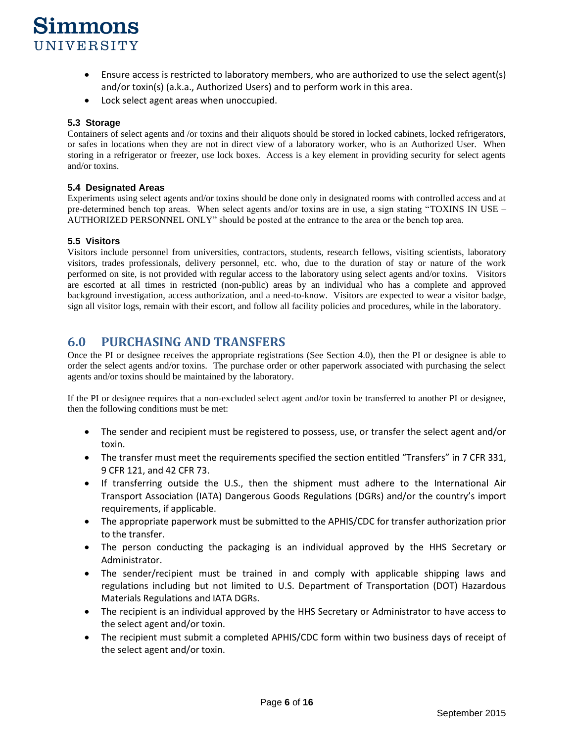- Ensure access is restricted to laboratory members, who are authorized to use the select agent(s) and/or toxin(s) (a.k.a., Authorized Users) and to perform work in this area.
- Lock select agent areas when unoccupied.

### 5.3 Storage

Containers of select agents and /or toxins and their aliquots should be stored in locked cabinets, locked refrigerators, or safes in locations when they are not in direct view of a laboratory worker, who is an Authorized User. When storing in a refrigerator or freezer, use lock boxes. Access is a key element in providing security for select agents and/or toxins.

### 5.4 Designated Areas

Experiments using select agents and/or toxins should be done only in designated rooms with controlled access and at pre-determined bench top areas. When select agents and/or toxins are in use, a sign stating "TOXINS IN USE – AUTHORIZED PERSONNEL ONLY" should be posted at the entrance to the area or the bench top area.

### 5.5 Visitors

Visitors include personnel from universities, contractors, students, research fellows, visiting scientists, laboratory visitors, trades professionals, delivery personnel, etc. who, due to the duration of stay or nature of the work performed on site, is not provided with regular access to the laboratory using select agents and/or toxins. Visitors are escorted at all times in restricted (non-public) areas by an individual who has a complete and approved background investigation, access authorization, and a need-to-know. Visitors are expected to wear a visitor badge, sign all visitor logs, remain with their escort, and follow all facility policies and procedures, while in the laboratory.

## 6.0 PURCHASING AND TRANSFERS

Once the PI or designee receives the appropriate registrations (See Section 4.0), then the PI or designee is able to order the select agents and/or toxins. The purchase order or other paperwork associated with purchasing the select agents and/or toxins should be maintained by the laboratory.

If the PI or designee requires that a non-excluded select agent and/or toxin be transferred to another PI or designee, then the following conditions must be met:

- The sender and recipient must be registered to possess, use, or transfer the select agent and/or toxin.
- The transfer must meet the requirements specified the section entitled "Transfers" in 7 CFR 331, 9 CFR 121, and 42 CFR 73.
- If transferring outside the U.S., then the shipment must adhere to the International Air Transport Association (IATA) Dangerous Goods Regulations (DGRs) and/or the country's import requirements, if applicable.
- The appropriate paperwork must be submitted to the APHIS/CDC for transfer authorization prior to the transfer.
- The person conducting the packaging is an individual approved by the HHS Secretary or Administrator.
- The sender/recipient must be trained in and comply with applicable shipping laws and regulations including but not limited to U.S. Department of Transportation (DOT) Hazardous Materials Regulations and IATA DGRs.
- The recipient is an individual approved by the HHS Secretary or Administrator to have access to the select agent and/or toxin.
- The recipient must submit a completed APHIS/CDC form within two business days of receipt of the select agent and/or toxin.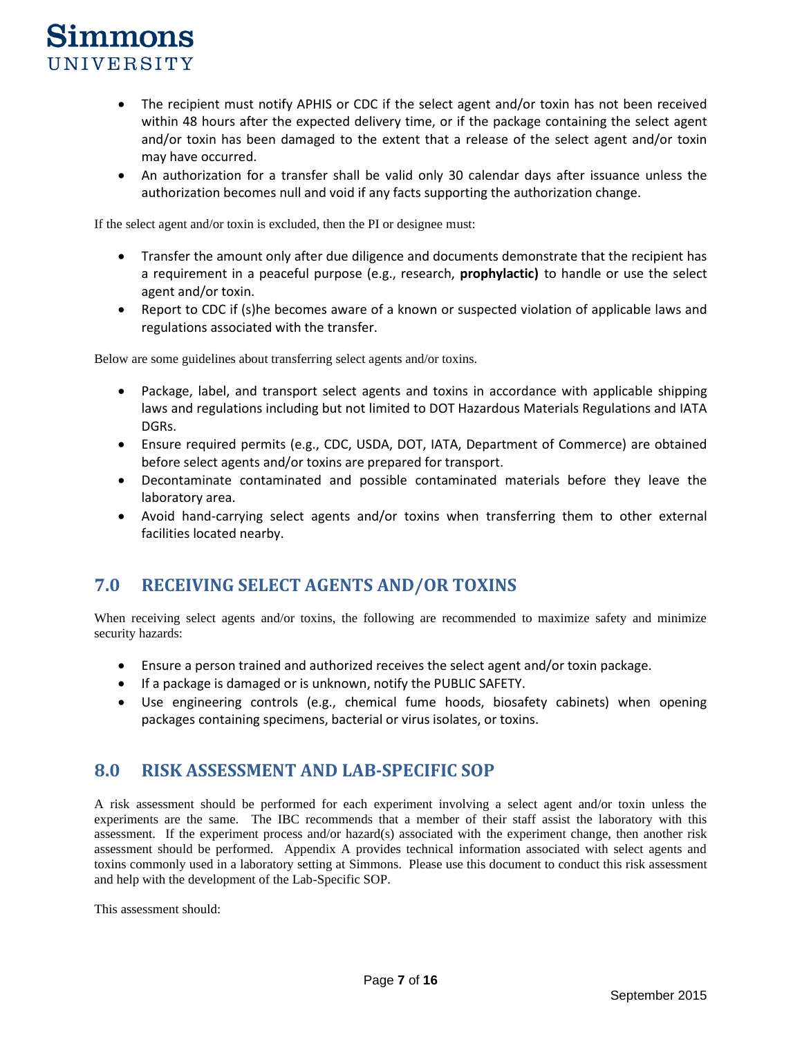- The recipient must notify APHIS or CDC if the select agent and/or toxin has not been received within 48 hours after the expected delivery time, or if the package containing the select agent and/or toxin has been damaged to the extent that a release of the select agent and/or toxin may have occurred.
- An authorization for a transfer shall be valid only 30 calendar days after issuance unless the authorization becomes null and void if any facts supporting the authorization change.

If the select agent and/or toxin is excluded, then the PI or designee must:

- Transfer the amount only after due diligence and documents demonstrate that the recipient has a requirement in a peaceful purpose (e.g., research, **prophylactic)** to handle or use the select agent and/or toxin.
- Report to CDC if (s)he becomes aware of a known or suspected violation of applicable laws and regulations associated with the transfer.

Below are some guidelines about transferring select agents and/or toxins.

- Package, label, and transport select agents and toxins in accordance with applicable shipping laws and regulations including but not limited to DOT Hazardous Materials Regulations and IATA DGRs.
- Ensure required permits (e.g., CDC, USDA, DOT, IATA, Department of Commerce) are obtained before select agents and/or toxins are prepared for transport.
- Decontaminate contaminated and possible contaminated materials before they leave the laboratory area.
- Avoid hand-carrying select agents and/or toxins when transferring them to other external facilities located nearby.

## 7.0 RECEIVING SELECT AGENTS AND/OR TOXINS

When receiving select agents and/or toxins, the following are recommended to maximize safety and minimize security hazards:

- Ensure a person trained and authorized receives the select agent and/or toxin package.
- If a package is damaged or is unknown, notify the PUBLIC SAFETY.
- Use engineering controls (e.g., chemical fume hoods, biosafety cabinets) when opening packages containing specimens, bacterial or virus isolates, or toxins.

## 8.0 RISK ASSESSMENT AND LAB-SPECIFIC SOP

A risk assessment should be performed for each experiment involving a select agent and/or toxin unless the experiments are the same. The IBC recommends that a member of their staff assist the laboratory with this assessment. If the experiment process and/or hazard(s) associated with the experiment change, then another risk assessment should be performed. Appendix A provides technical information associated with select agents and toxins commonly used in a laboratory setting at Simmons. Please use this document to conduct this risk assessment and help with the development of the Lab-Specific SOP.

This assessment should: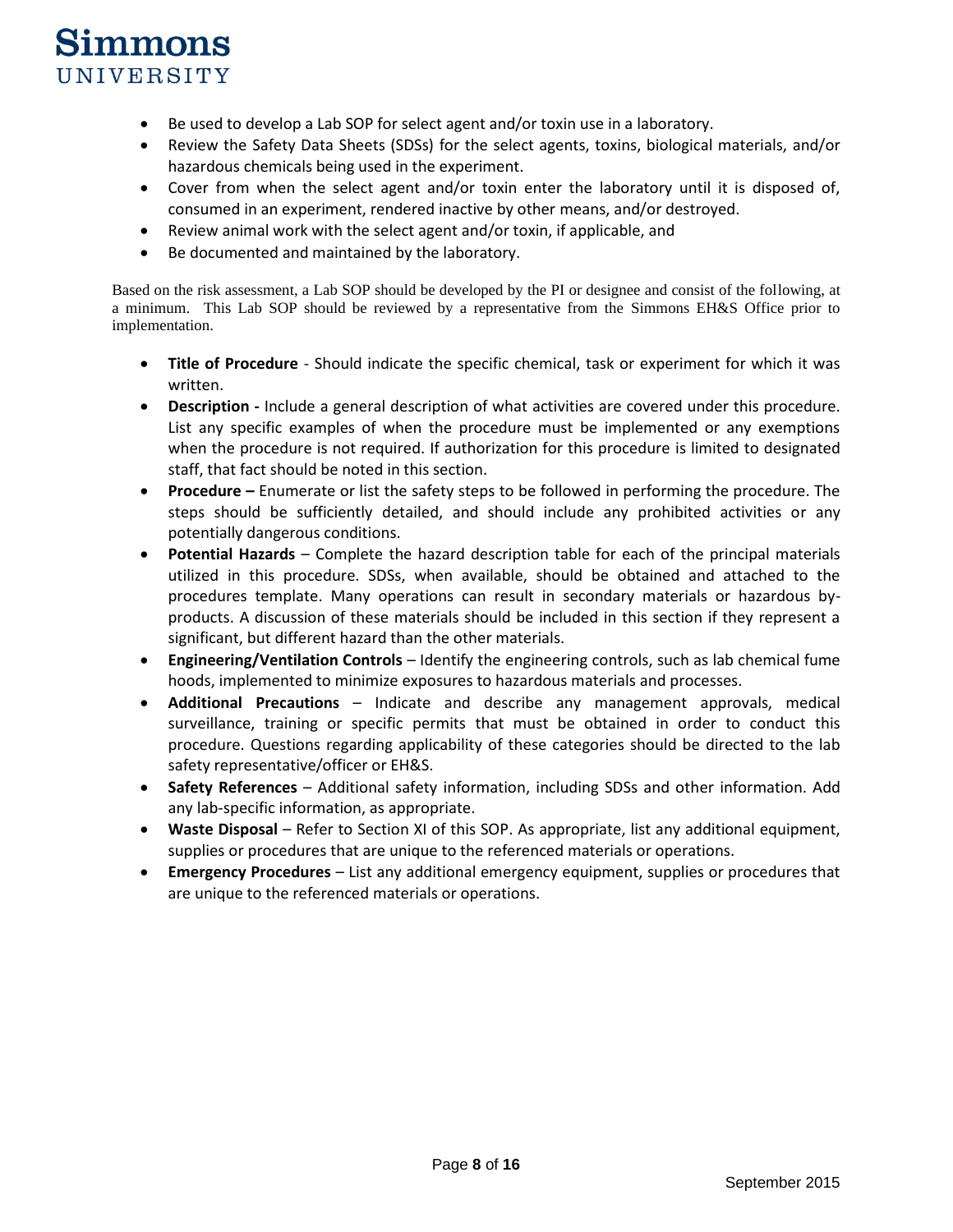- Be used to develop a Lab SOP for select agent and/or toxin use in a laboratory.
- Review the Safety Data Sheets (SDSs) for the select agents, toxins, biological materials, and/or hazardous chemicals being used in the experiment.
- Cover from when the select agent and/or toxin enter the laboratory until it is disposed of, consumed in an experiment, rendered inactive by other means, and/or destroyed.
- Review animal work with the select agent and/or toxin, if applicable, and
- Be documented and maintained by the laboratory.

Based on the risk assessment, a Lab SOP should be developed by the PI or designee and consist of the following, at a minimum. This Lab SOP should be reviewed by a representative from the Simmons EH&S Office prior to implementation.

- **Title of Procedure** - Should indicate the specific chemical, task or experiment for which it was written.
- **Description -** Include a general description of what activities are covered under this procedure. List any specific examples of when the procedure must be implemented or any exemptions when the procedure is not required. If authorization for this procedure is limited to designated staff, that fact should be noted in this section.
- **Procedure –** Enumerate or list the safety steps to be followed in performing the procedure. The steps should be sufficiently detailed, and should include any prohibited activities or any potentially dangerous conditions.
- **Potential Hazards** – Complete the hazard description table for each of the principal materials utilized in this procedure. SDSs, when available, should be obtained and attached to the procedures template. Many operations can result in secondary materials or hazardous by-products. A discussion of these materials should be included in this section if they represent a significant, but different hazard than the other materials.
- **Engineering/Ventilation Controls** – Identify the engineering controls, such as lab chemical fume hoods, implemented to minimize exposures to hazardous materials and processes.
- **Additional Precautions** – Indicate and describe any management approvals, medical surveillance, training or specific permits that must be obtained in order to conduct this procedure. Questions regarding applicability of these categories should be directed to the lab safety representative/officer or EH&S.
- **Safety References** – Additional safety information, including SDSs and other information. Add any lab-specific information, as appropriate.
- **Waste Disposal** – Refer to Section XI of this SOP. As appropriate, list any additional equipment, supplies or procedures that are unique to the referenced materials or operations.
- **Emergency Procedures** – List any additional emergency equipment, supplies or procedures that are unique to the referenced materials or operations.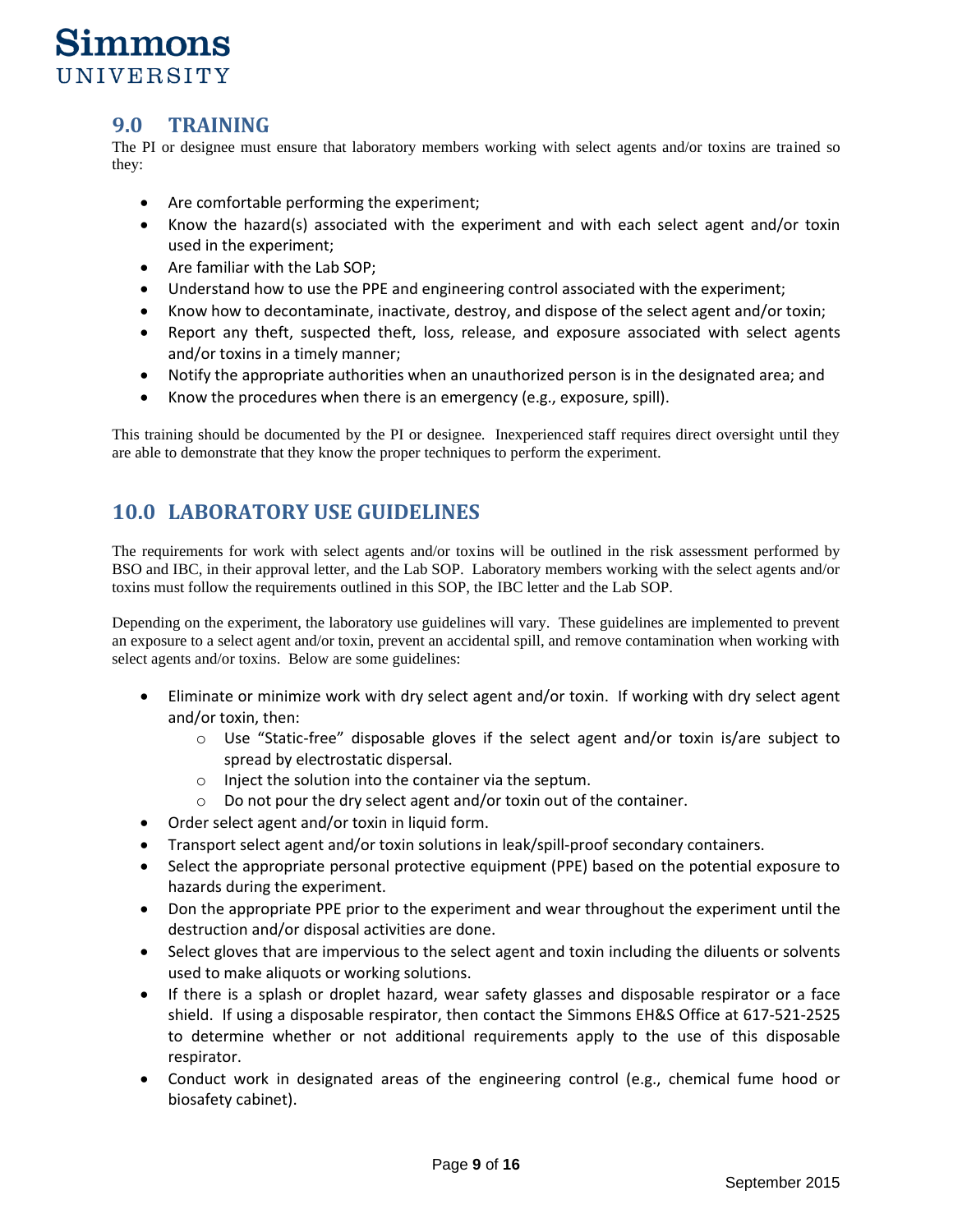## 9.0 TRAINING

The PI or designee must ensure that laboratory members working with select agents and/or toxins are trained so they:

- Are comfortable performing the experiment;
- Know the hazard(s) associated with the experiment and with each select agent and/or toxin used in the experiment;
- Are familiar with the Lab SOP;
- Understand how to use the PPE and engineering control associated with the experiment;
- Know how to decontaminate, inactivate, destroy, and dispose of the select agent and/or toxin;
- Report any theft, suspected theft, loss, release, and exposure associated with select agents and/or toxins in a timely manner;
- Notify the appropriate authorities when an unauthorized person is in the designated area; and
- Know the procedures when there is an emergency (e.g., exposure, spill).

This training should be documented by the PI or designee. Inexperienced staff requires direct oversight until they are able to demonstrate that they know the proper techniques to perform the experiment.

## 10.0 LABORATORY USE GUIDELINES

The requirements for work with select agents and/or toxins will be outlined in the risk assessment performed by BSO and IBC, in their approval letter, and the Lab SOP. Laboratory members working with the select agents and/or toxins must follow the requirements outlined in this SOP, the IBC letter and the Lab SOP.

Depending on the experiment, the laboratory use guidelines will vary. These guidelines are implemented to prevent an exposure to a select agent and/or toxin, prevent an accidental spill, and remove contamination when working with select agents and/or toxins. Below are some guidelines:

- Eliminate or minimize work with dry select agent and/or toxin. If working with dry select agent and/or toxin, then:
  - Use "Static-free" disposable gloves if the select agent and/or toxin is/are subject to spread by electrostatic dispersal.
  - Inject the solution into the container via the septum.
  - Do not pour the dry select agent and/or toxin out of the container.
- Order select agent and/or toxin in liquid form.
- Transport select agent and/or toxin solutions in leak/spill-proof secondary containers.
- Select the appropriate personal protective equipment (PPE) based on the potential exposure to hazards during the experiment.
- Don the appropriate PPE prior to the experiment and wear throughout the experiment until the destruction and/or disposal activities are done.
- Select gloves that are impervious to the select agent and toxin including the diluents or solvents used to make aliquots or working solutions.
- If there is a splash or droplet hazard, wear safety glasses and disposable respirator or a face shield. If using a disposable respirator, then contact the Simmons EH&S Office at 617-521-2525 to determine whether or not additional requirements apply to the use of this disposable respirator.
- Conduct work in designated areas of the engineering control (e.g., chemical fume hood or biosafety cabinet).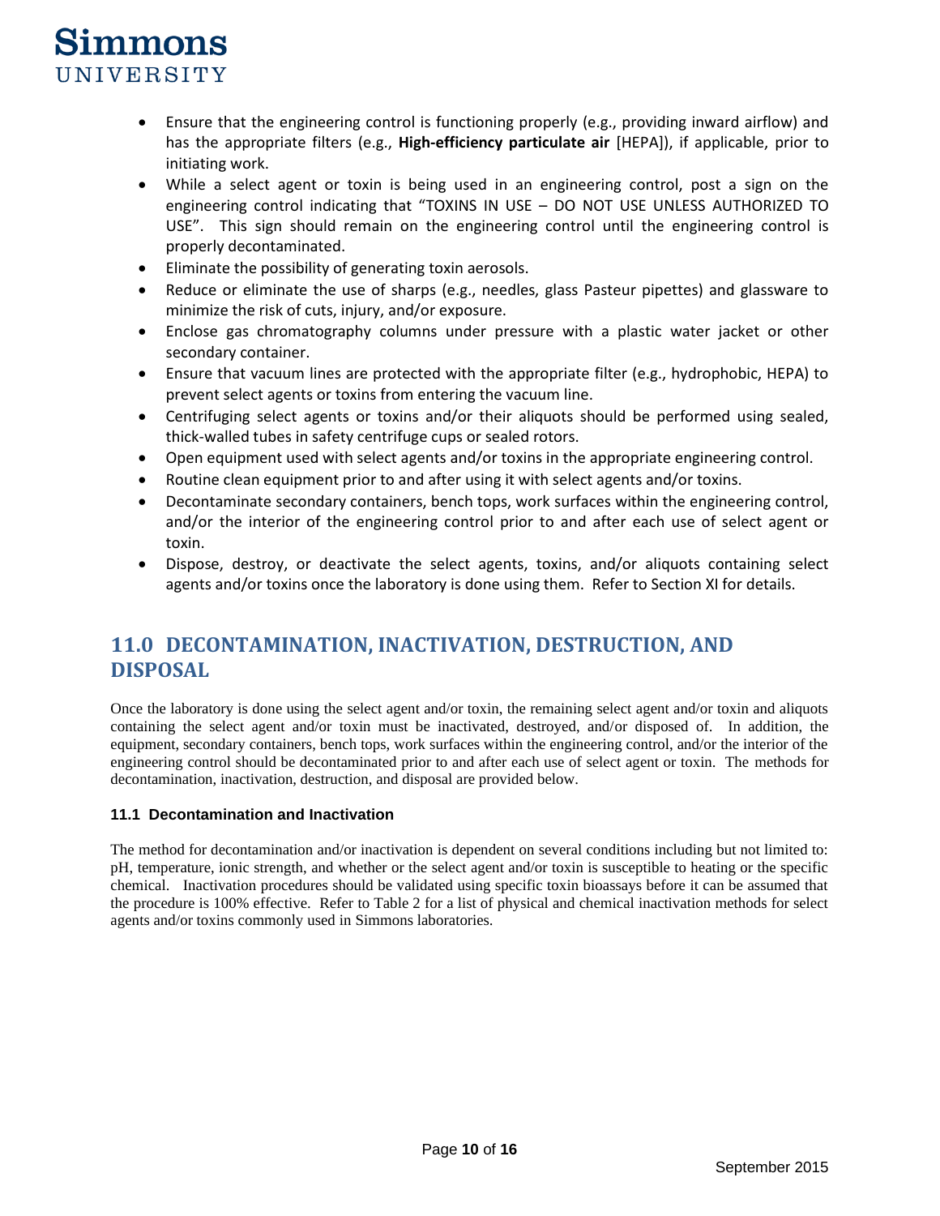- Ensure that the engineering control is functioning properly (e.g., providing inward airflow) and has the appropriate filters (e.g., **High-efficiency particulate air** [HEPA]), if applicable, prior to initiating work.
- While a select agent or toxin is being used in an engineering control, post a sign on the engineering control indicating that "TOXINS IN USE – DO NOT USE UNLESS AUTHORIZED TO USE". This sign should remain on the engineering control until the engineering control is properly decontaminated.
- Eliminate the possibility of generating toxin aerosols.
- Reduce or eliminate the use of sharps (e.g., needles, glass Pasteur pipettes) and glassware to minimize the risk of cuts, injury, and/or exposure.
- Enclose gas chromatography columns under pressure with a plastic water jacket or other secondary container.
- Ensure that vacuum lines are protected with the appropriate filter (e.g., hydrophobic, HEPA) to prevent select agents or toxins from entering the vacuum line.
- Centrifuging select agents or toxins and/or their aliquots should be performed using sealed, thick-walled tubes in safety centrifuge cups or sealed rotors.
- Open equipment used with select agents and/or toxins in the appropriate engineering control.
- Routine clean equipment prior to and after using it with select agents and/or toxins.
- Decontaminate secondary containers, bench tops, work surfaces within the engineering control, and/or the interior of the engineering control prior to and after each use of select agent or toxin.
- Dispose, destroy, or deactivate the select agents, toxins, and/or aliquots containing select agents and/or toxins once the laboratory is done using them. Refer to Section XI for details.

## 11.0 DECONTAMINATION, INACTIVATION, DESTRUCTION, AND DISPOSAL

Once the laboratory is done using the select agent and/or toxin, the remaining select agent and/or toxin and aliquots containing the select agent and/or toxin must be inactivated, destroyed, and/or disposed of. In addition, the equipment, secondary containers, bench tops, work surfaces within the engineering control, and/or the interior of the engineering control should be decontaminated prior to and after each use of select agent or toxin. The methods for decontamination, inactivation, destruction, and disposal are provided below.

### 11.1 Decontamination and Inactivation

The method for decontamination and/or inactivation is dependent on several conditions including but not limited to: pH, temperature, ionic strength, and whether or the select agent and/or toxin is susceptible to heating or the specific chemical. Inactivation procedures should be validated using specific toxin bioassays before it can be assumed that the procedure is 100% effective. Refer to Table 2 for a list of physical and chemical inactivation methods for select agents and/or toxins commonly used in Simmons laboratories.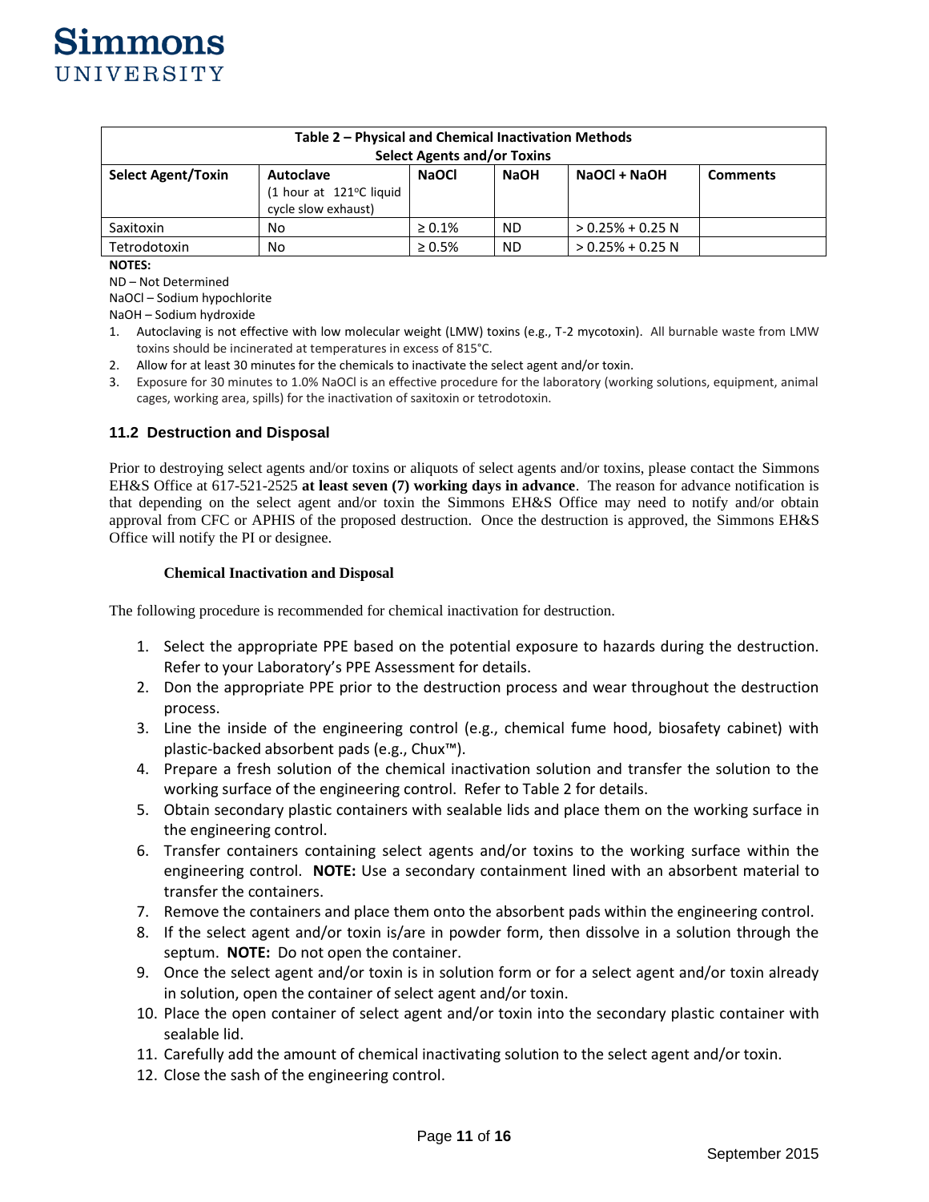| Table 2 – Physical and Chemical Inactivation Methods<br>Select Agents and/or Toxins | | | | | |
|---|---|---|---|---|---|
| **Select Agent/Toxin** | **Autoclave**<br>(1 hour at 121°C liquid cycle slow exhaust) | **NaOCl** | **NaOH** | **NaOCl + NaOH** | **Comments** |
| Saxitoxin | No | ≥ 0.1% | ND | > 0.25% + 0.25 N | |
| Tetrodotoxin | No | ≥ 0.5% | ND | > 0.25% + 0.25 N | |

**NOTES:**

ND – Not Determined

NaOCl – Sodium hypochlorite

NaOH – Sodium hydroxide

1. Autoclaving is not effective with low molecular weight (LMW) toxins (e.g., T-2 mycotoxin). All burnable waste from LMW toxins should be incinerated at temperatures in excess of 815°C.
2. Allow for at least 30 minutes for the chemicals to inactivate the select agent and/or toxin.
3. Exposure for 30 minutes to 1.0% NaOCl is an effective procedure for the laboratory (working solutions, equipment, animal cages, working area, spills) for the inactivation of saxitoxin or tetrodotoxin.

### 11.2 Destruction and Disposal

Prior to destroying select agents and/or toxins or aliquots of select agents and/or toxins, please contact the Simmons EH&S Office at 617-521-2525 **at least seven (7) working days in advance**. The reason for advance notification is that depending on the select agent and/or toxin the Simmons EH&S Office may need to notify and/or obtain approval from CFC or APHIS of the proposed destruction. Once the destruction is approved, the Simmons EH&S Office will notify the PI or designee.

#### Chemical Inactivation and Disposal

The following procedure is recommended for chemical inactivation for destruction.

1. Select the appropriate PPE based on the potential exposure to hazards during the destruction. Refer to your Laboratory's PPE Assessment for details.
2. Don the appropriate PPE prior to the destruction process and wear throughout the destruction process.
3. Line the inside of the engineering control (e.g., chemical fume hood, biosafety cabinet) with plastic-backed absorbent pads (e.g., Chux™).
4. Prepare a fresh solution of the chemical inactivation solution and transfer the solution to the working surface of the engineering control. Refer to Table 2 for details.
5. Obtain secondary plastic containers with sealable lids and place them on the working surface in the engineering control.
6. Transfer containers containing select agents and/or toxins to the working surface within the engineering control. **NOTE:** Use a secondary containment lined with an absorbent material to transfer the containers.
7. Remove the containers and place them onto the absorbent pads within the engineering control.
8. If the select agent and/or toxin is/are in powder form, then dissolve in a solution through the septum. **NOTE:** Do not open the container.
9. Once the select agent and/or toxin is in solution form or for a select agent and/or toxin already in solution, open the container of select agent and/or toxin.
10. Place the open container of select agent and/or toxin into the secondary plastic container with sealable lid.
11. Carefully add the amount of chemical inactivating solution to the select agent and/or toxin.
12. Close the sash of the engineering control.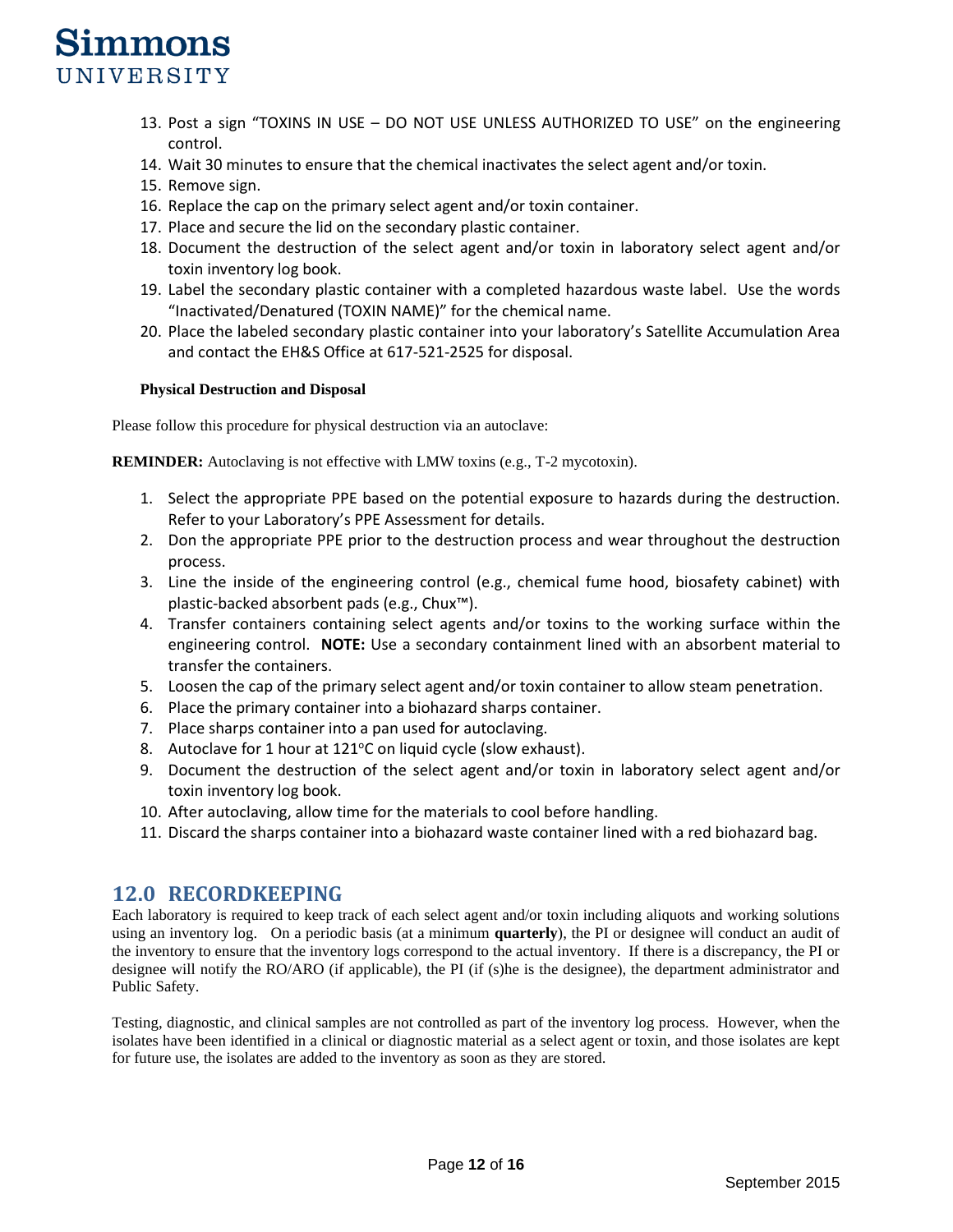13. Post a sign "TOXINS IN USE – DO NOT USE UNLESS AUTHORIZED TO USE" on the engineering control.
14. Wait 30 minutes to ensure that the chemical inactivates the select agent and/or toxin.
15. Remove sign.
16. Replace the cap on the primary select agent and/or toxin container.
17. Place and secure the lid on the secondary plastic container.
18. Document the destruction of the select agent and/or toxin in laboratory select agent and/or toxin inventory log book.
19. Label the secondary plastic container with a completed hazardous waste label. Use the words "Inactivated/Denatured (TOXIN NAME)" for the chemical name.
20. Place the labeled secondary plastic container into your laboratory's Satellite Accumulation Area and contact the EH&S Office at 617-521-2525 for disposal.

#### Physical Destruction and Disposal

Please follow this procedure for physical destruction via an autoclave:

**REMINDER:** Autoclaving is not effective with LMW toxins (e.g., T-2 mycotoxin).

1. Select the appropriate PPE based on the potential exposure to hazards during the destruction. Refer to your Laboratory's PPE Assessment for details.
2. Don the appropriate PPE prior to the destruction process and wear throughout the destruction process.
3. Line the inside of the engineering control (e.g., chemical fume hood, biosafety cabinet) with plastic-backed absorbent pads (e.g., Chux™).
4. Transfer containers containing select agents and/or toxins to the working surface within the engineering control. **NOTE:** Use a secondary containment lined with an absorbent material to transfer the containers.
5. Loosen the cap of the primary select agent and/or toxin container to allow steam penetration.
6. Place the primary container into a biohazard sharps container.
7. Place sharps container into a pan used for autoclaving.
8. Autoclave for 1 hour at 121$^{o}$C on liquid cycle (slow exhaust).
9. Document the destruction of the select agent and/or toxin in laboratory select agent and/or toxin inventory log book.
10. After autoclaving, allow time for the materials to cool before handling.
11. Discard the sharps container into a biohazard waste container lined with a red biohazard bag.

## 12.0 RECORDKEEPING

Each laboratory is required to keep track of each select agent and/or toxin including aliquots and working solutions using an inventory log. On a periodic basis (at a minimum **quarterly**), the PI or designee will conduct an audit of the inventory to ensure that the inventory logs correspond to the actual inventory. If there is a discrepancy, the PI or designee will notify the RO/ARO (if applicable), the PI (if (s)he is the designee), the department administrator and Public Safety.

Testing, diagnostic, and clinical samples are not controlled as part of the inventory log process. However, when the isolates have been identified in a clinical or diagnostic material as a select agent or toxin, and those isolates are kept for future use, the isolates are added to the inventory as soon as they are stored.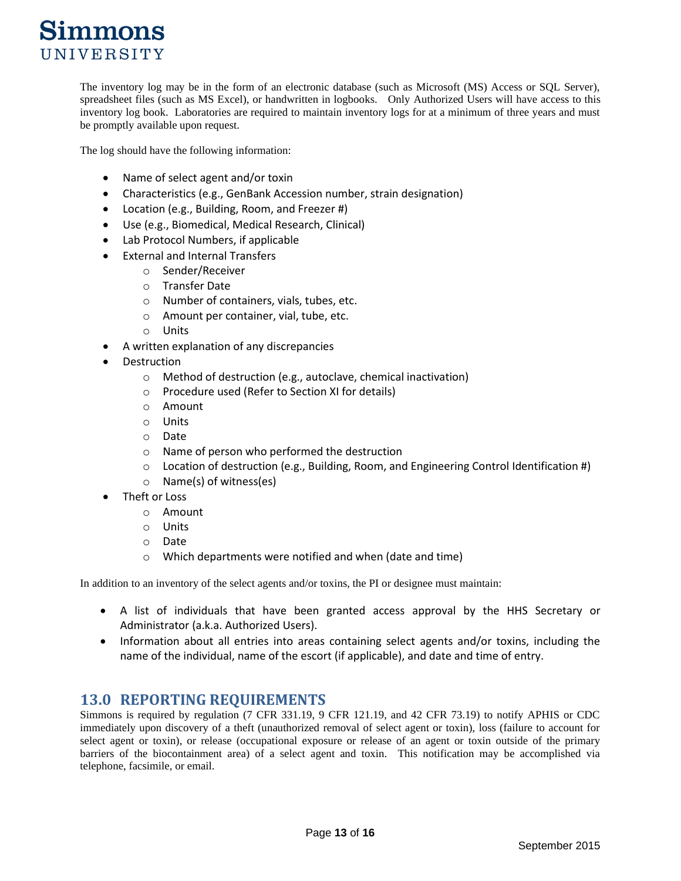The inventory log may be in the form of an electronic database (such as Microsoft (MS) Access or SQL Server), spreadsheet files (such as MS Excel), or handwritten in logbooks. Only Authorized Users will have access to this inventory log book. Laboratories are required to maintain inventory logs for at a minimum of three years and must be promptly available upon request.

The log should have the following information:

- Name of select agent and/or toxin
- Characteristics (e.g., GenBank Accession number, strain designation)
- Location (e.g., Building, Room, and Freezer #)
- Use (e.g., Biomedical, Medical Research, Clinical)
- Lab Protocol Numbers, if applicable
- External and Internal Transfers
  - Sender/Receiver
  - Transfer Date
  - Number of containers, vials, tubes, etc.
  - Amount per container, vial, tube, etc.
  - Units
- A written explanation of any discrepancies
- Destruction
  - Method of destruction (e.g., autoclave, chemical inactivation)
  - Procedure used (Refer to Section XI for details)
  - Amount
  - Units
  - Date
  - Name of person who performed the destruction
  - Location of destruction (e.g., Building, Room, and Engineering Control Identification #)
  - Name(s) of witness(es)
- Theft or Loss
  - Amount
  - Units
  - Date
  - Which departments were notified and when (date and time)

In addition to an inventory of the select agents and/or toxins, the PI or designee must maintain:

- A list of individuals that have been granted access approval by the HHS Secretary or Administrator (a.k.a. Authorized Users).
- Information about all entries into areas containing select agents and/or toxins, including the name of the individual, name of the escort (if applicable), and date and time of entry.

## 13.0 REPORTING REQUIREMENTS

Simmons is required by regulation (7 CFR 331.19, 9 CFR 121.19, and 42 CFR 73.19) to notify APHIS or CDC immediately upon discovery of a theft (unauthorized removal of select agent or toxin), loss (failure to account for select agent or toxin), or release (occupational exposure or release of an agent or toxin outside of the primary barriers of the biocontainment area) of a select agent and toxin. This notification may be accomplished via telephone, facsimile, or email.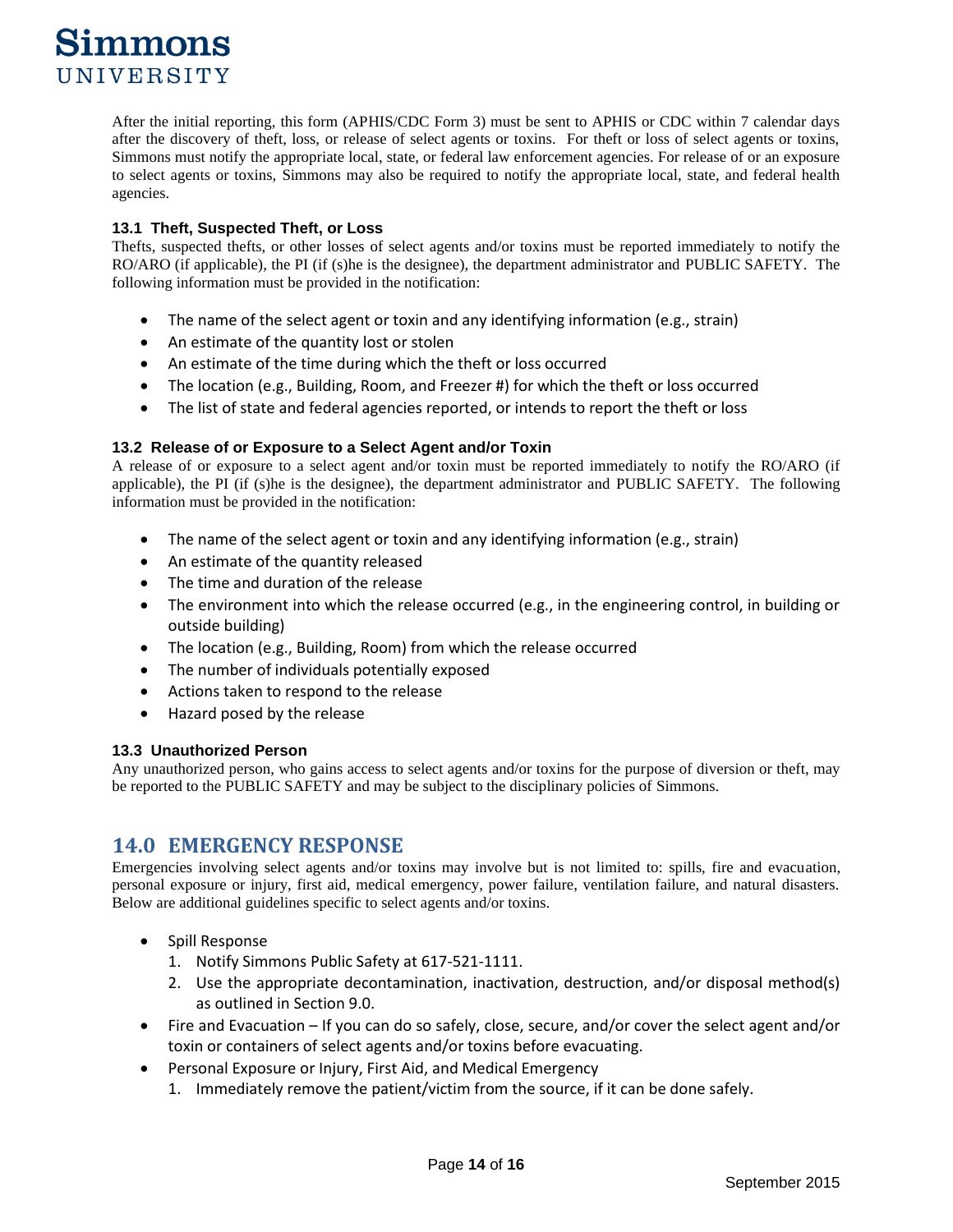After the initial reporting, this form (APHIS/CDC Form 3) must be sent to APHIS or CDC within 7 calendar days after the discovery of theft, loss, or release of select agents or toxins. For theft or loss of select agents or toxins, Simmons must notify the appropriate local, state, or federal law enforcement agencies. For release of or an exposure to select agents or toxins, Simmons may also be required to notify the appropriate local, state, and federal health agencies.

### 13.1 Theft, Suspected Theft, or Loss

Thefts, suspected thefts, or other losses of select agents and/or toxins must be reported immediately to notify the RO/ARO (if applicable), the PI (if (s)he is the designee), the department administrator and PUBLIC SAFETY. The following information must be provided in the notification:

- The name of the select agent or toxin and any identifying information (e.g., strain)
- An estimate of the quantity lost or stolen
- An estimate of the time during which the theft or loss occurred
- The location (e.g., Building, Room, and Freezer #) for which the theft or loss occurred
- The list of state and federal agencies reported, or intends to report the theft or loss

### 13.2 Release of or Exposure to a Select Agent and/or Toxin

A release of or exposure to a select agent and/or toxin must be reported immediately to notify the RO/ARO (if applicable), the PI (if (s)he is the designee), the department administrator and PUBLIC SAFETY. The following information must be provided in the notification:

- The name of the select agent or toxin and any identifying information (e.g., strain)
- An estimate of the quantity released
- The time and duration of the release
- The environment into which the release occurred (e.g., in the engineering control, in building or outside building)
- The location (e.g., Building, Room) from which the release occurred
- The number of individuals potentially exposed
- Actions taken to respond to the release
- Hazard posed by the release

### 13.3 Unauthorized Person

Any unauthorized person, who gains access to select agents and/or toxins for the purpose of diversion or theft, may be reported to the PUBLIC SAFETY and may be subject to the disciplinary policies of Simmons.

## 14.0 EMERGENCY RESPONSE

Emergencies involving select agents and/or toxins may involve but is not limited to: spills, fire and evacuation, personal exposure or injury, first aid, medical emergency, power failure, ventilation failure, and natural disasters. Below are additional guidelines specific to select agents and/or toxins.

- Spill Response
  1. Notify Simmons Public Safety at 617-521-1111.
  2. Use the appropriate decontamination, inactivation, destruction, and/or disposal method(s) as outlined in Section 9.0.
- Fire and Evacuation – If you can do so safely, close, secure, and/or cover the select agent and/or toxin or containers of select agents and/or toxins before evacuating.
- Personal Exposure or Injury, First Aid, and Medical Emergency
  1. Immediately remove the patient/victim from the source, if it can be done safely.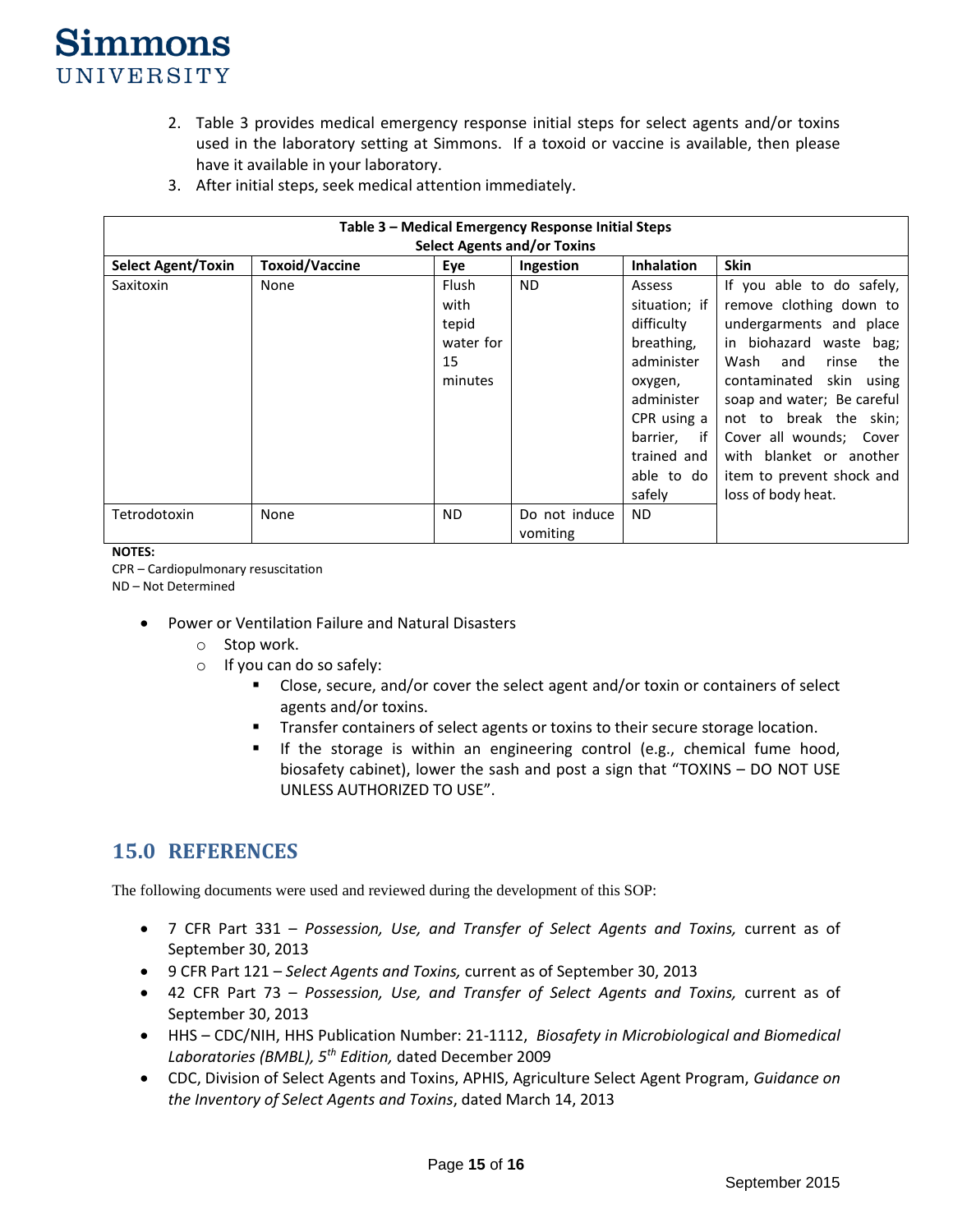2. Table 3 provides medical emergency response initial steps for select agents and/or toxins used in the laboratory setting at Simmons. If a toxoid or vaccine is available, then please have it available in your laboratory.
3. After initial steps, seek medical attention immediately.

**Table 3 – Medical Emergency Response Initial Steps Select Agents and/or Toxins**

| Select Agent/Toxin | Toxoid/Vaccine | Eye | Ingestion | Inhalation | Skin |
|---|---|---|---|---|---|
| Saxitoxin | None | Flush with tepid water for 15 minutes | ND | Assess situation; if difficulty breathing, administer oxygen, administer CPR using a barrier, if trained and able to do safely | If you able to do safely, remove clothing down to undergarments and place in biohazard waste bag; Wash and rinse the contaminated skin using soap and water; Be careful not to break the skin; Cover all wounds; Cover with blanket or another item to prevent shock and loss of body heat. |
| Tetrodotoxin | None | ND | Do not induce vomiting | ND | |

**NOTES:**
CPR – Cardiopulmonary resuscitation
ND – Not Determined

- Power or Ventilation Failure and Natural Disasters
  - Stop work.
  - If you can do so safely:
    - Close, secure, and/or cover the select agent and/or toxin or containers of select agents and/or toxins.
    - Transfer containers of select agents or toxins to their secure storage location.
    - If the storage is within an engineering control (e.g., chemical fume hood, biosafety cabinet), lower the sash and post a sign that "TOXINS – DO NOT USE UNLESS AUTHORIZED TO USE".

## 15.0 REFERENCES

The following documents were used and reviewed during the development of this SOP:

- 7 CFR Part 331 – *Possession, Use, and Transfer of Select Agents and Toxins,* current as of September 30, 2013
- 9 CFR Part 121 – *Select Agents and Toxins,* current as of September 30, 2013
- 42 CFR Part 73 – *Possession, Use, and Transfer of Select Agents and Toxins,* current as of September 30, 2013
- HHS – CDC/NIH, HHS Publication Number: 21-1112, *Biosafety in Microbiological and Biomedical Laboratories (BMBL), 5th Edition,* dated December 2009
- CDC, Division of Select Agents and Toxins, APHIS, Agriculture Select Agent Program, *Guidance on the Inventory of Select Agents and Toxins*, dated March 14, 2013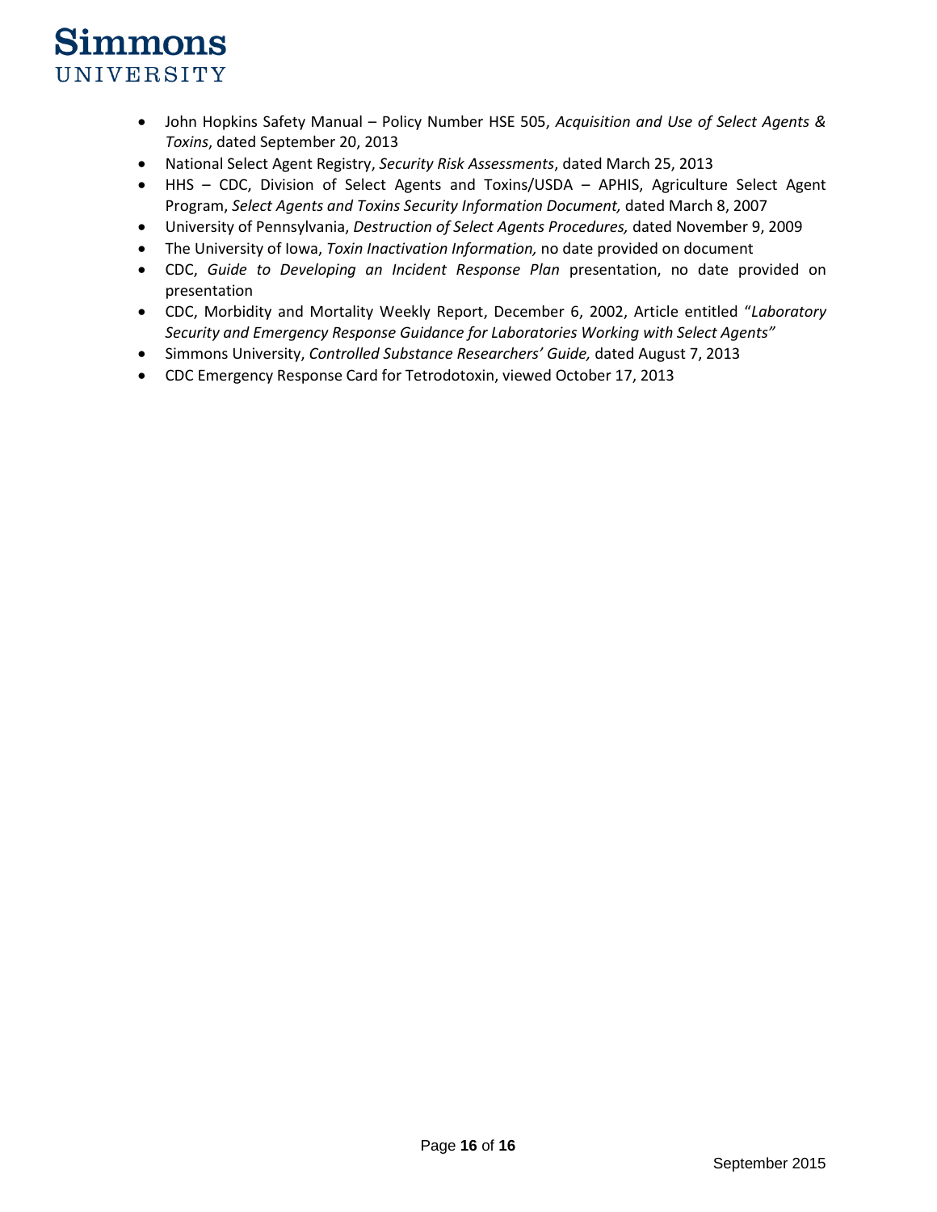- John Hopkins Safety Manual – Policy Number HSE 505, *Acquisition and Use of Select Agents & Toxins*, dated September 20, 2013
- National Select Agent Registry, *Security Risk Assessments*, dated March 25, 2013
- HHS – CDC, Division of Select Agents and Toxins/USDA – APHIS, Agriculture Select Agent Program, *Select Agents and Toxins Security Information Document,* dated March 8, 2007
- University of Pennsylvania, *Destruction of Select Agents Procedures,* dated November 9, 2009
- The University of Iowa, *Toxin Inactivation Information,* no date provided on document
- CDC, *Guide to Developing an Incident Response Plan* presentation, no date provided on presentation
- CDC, Morbidity and Mortality Weekly Report, December 6, 2002, Article entitled "*Laboratory Security and Emergency Response Guidance for Laboratories Working with Select Agents"*
- Simmons University, *Controlled Substance Researchers' Guide,* dated August 7, 2013
- CDC Emergency Response Card for Tetrodotoxin, viewed October 17, 2013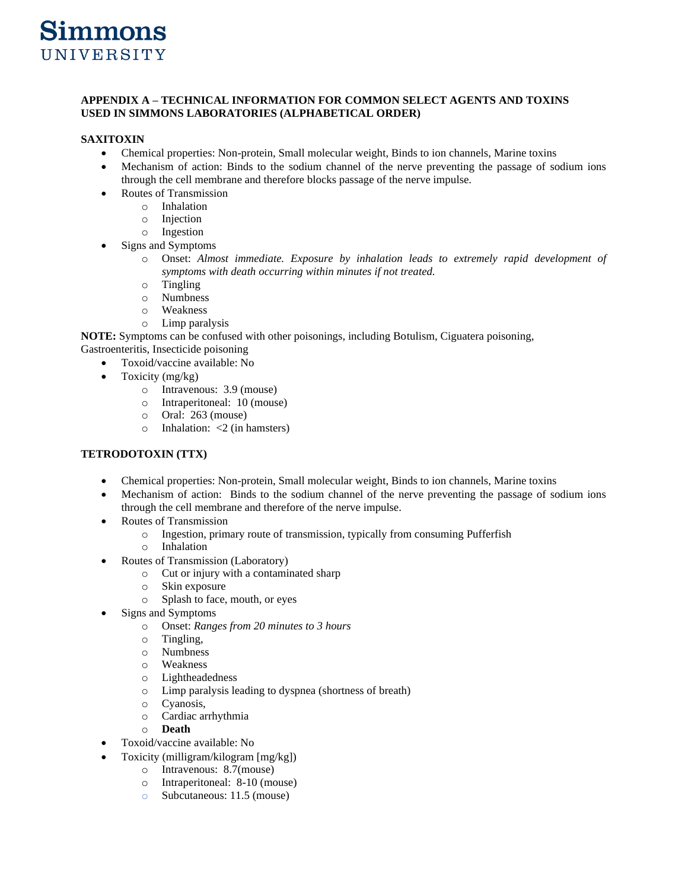**Simmons**
UNIVERSITY

**APPENDIX A – TECHNICAL INFORMATION FOR COMMON SELECT AGENTS AND TOXINS USED IN SIMMONS LABORATORIES (ALPHABETICAL ORDER)**

**SAXITOXIN**

- Chemical properties: Non-protein, Small molecular weight, Binds to ion channels, Marine toxins
- Mechanism of action: Binds to the sodium channel of the nerve preventing the passage of sodium ions through the cell membrane and therefore blocks passage of the nerve impulse.
- Routes of Transmission
  - Inhalation
  - Injection
  - Ingestion
- Signs and Symptoms
  - Onset: *Almost immediate. Exposure by inhalation leads to extremely rapid development of symptoms with death occurring within minutes if not treated.*
  - Tingling
  - Numbness
  - Weakness
  - Limp paralysis

**NOTE:** Symptoms can be confused with other poisonings, including Botulism, Ciguatera poisoning, Gastroenteritis, Insecticide poisoning

- Toxoid/vaccine available: No
- Toxicity (mg/kg)
  - Intravenous: 3.9 (mouse)
  - Intraperitoneal: 10 (mouse)
  - Oral: 263 (mouse)
  - Inhalation: <2 (in hamsters)

**TETRODOTOXIN (TTX)**

- Chemical properties: Non-protein, Small molecular weight, Binds to ion channels, Marine toxins
- Mechanism of action: Binds to the sodium channel of the nerve preventing the passage of sodium ions through the cell membrane and therefore of the nerve impulse.
- Routes of Transmission
  - Ingestion, primary route of transmission, typically from consuming Pufferfish
  - Inhalation
- Routes of Transmission (Laboratory)
  - Cut or injury with a contaminated sharp
  - Skin exposure
  - Splash to face, mouth, or eyes
- Signs and Symptoms
  - Onset: *Ranges from 20 minutes to 3 hours*
  - Tingling,
  - Numbness
  - Weakness
  - Lightheadedness
  - Limp paralysis leading to dyspnea (shortness of breath)
  - Cyanosis,
  - Cardiac arrhythmia
  - **Death**
- Toxoid/vaccine available: No
- Toxicity (milligram/kilogram [mg/kg])
  - Intravenous: 8.7(mouse)
  - Intraperitoneal: 8-10 (mouse)
  - Subcutaneous: 11.5 (mouse)